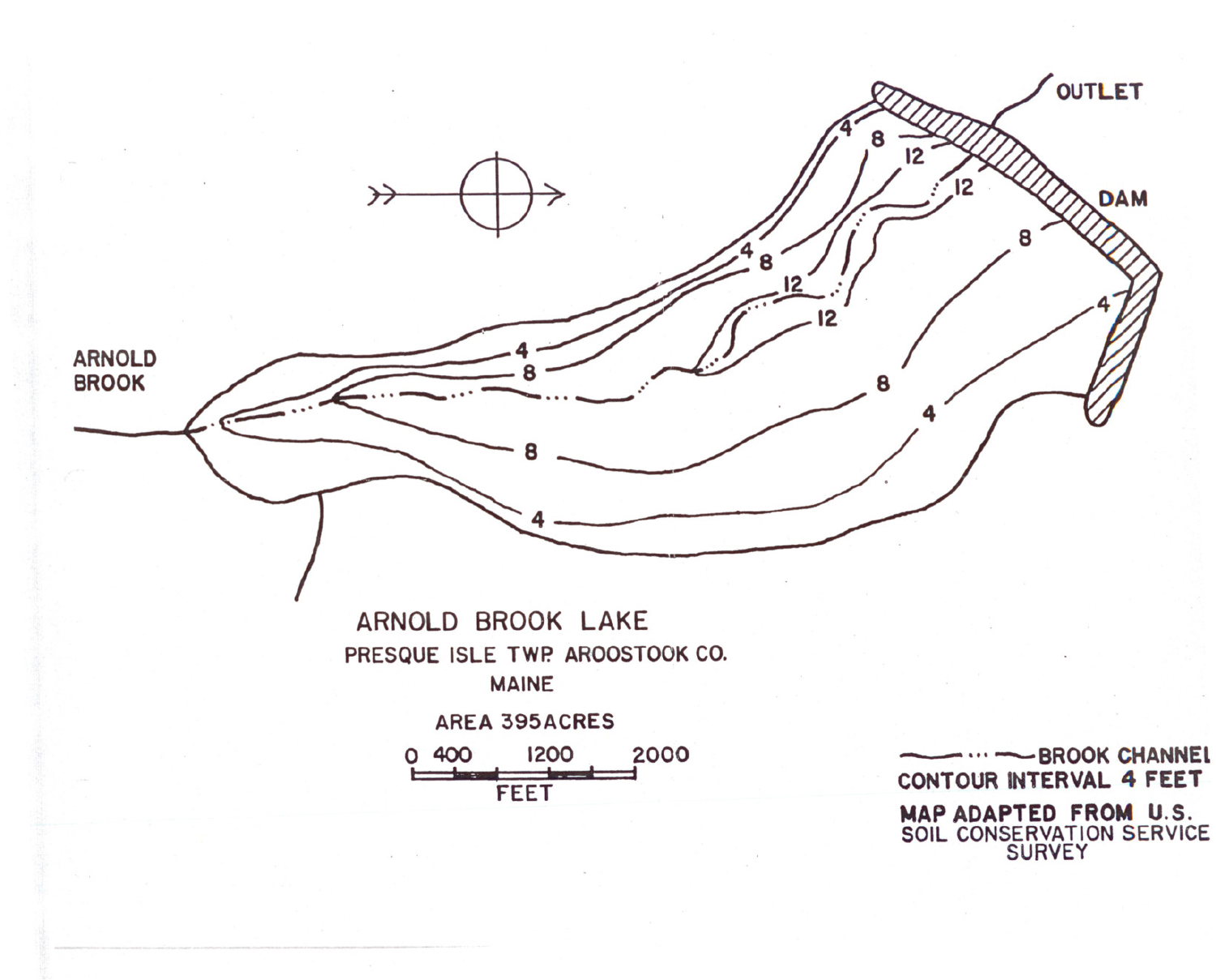ARNOLD BROOK

OUTLET

DAM

# ARNOLD BROOK LAKE

PRESQUE ISLE TWP. AROOSTOOK CO.

MAINE

AREA 395ACRES

0 400 1200 2000

FEET

—— ··· —— BROOK CHANNEL

CONTOUR INTERVAL 4 FEET

**MAP ADAPTED FROM U.S. SOIL CONSERVATION SERVICE SURVEY**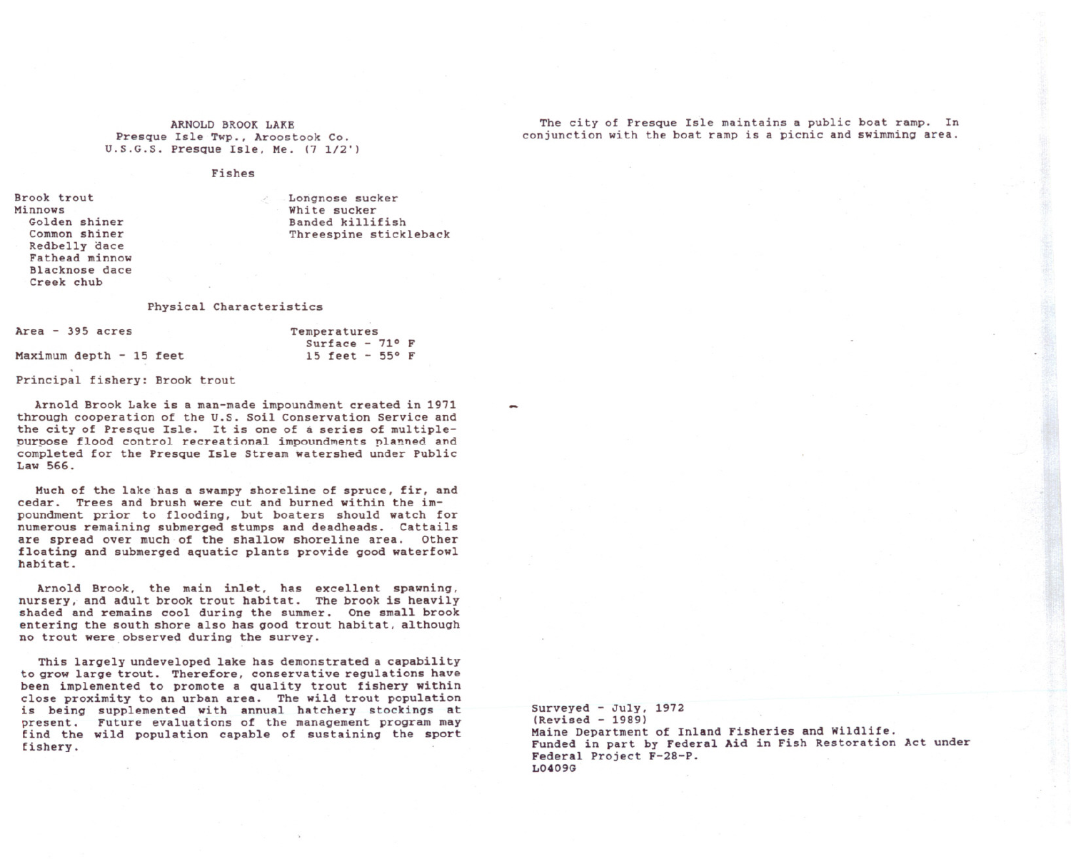# ARNOLD BROOK LAKE

Presque Isle Twp., Aroostook Co.
U.S.G.S. Presque Isle, Me. (7 1/2')

## Fishes

Brook trout
Minnows
- Golden shiner
- Common shiner
- Redbelly dace
- Fathead minnow
- Blacknose dace
- Creek chub

Longnose sucker
White sucker
Banded killifish
Threespine stickleback

## Physical Characteristics

Area - 395 acres

Maximum depth - 15 feet

Temperatures
- Surface - 71° F
- 15 feet - 55° F

Principal fishery: Brook trout

Arnold Brook Lake is a man-made impoundment created in 1971 through cooperation of the U.S. Soil Conservation Service and the city of Presque Isle. It is one of a series of multiple-purpose flood control recreational impoundments planned and completed for the Presque Isle Stream watershed under Public Law 566.

Much of the lake has a swampy shoreline of spruce, fir, and cedar. Trees and brush were cut and burned within the impoundment prior to flooding, but boaters should watch for numerous remaining submerged stumps and deadheads. Cattails are spread over much of the shallow shoreline area. Other floating and submerged aquatic plants provide good waterfowl habitat.

Arnold Brook, the main inlet, has excellent spawning, nursery, and adult brook trout habitat. The brook is heavily shaded and remains cool during the summer. One small brook entering the south shore also has good trout habitat, although no trout were observed during the survey.

This largely undeveloped lake has demonstrated a capability to grow large trout. Therefore, conservative regulations have been implemented to promote a quality trout fishery within close proximity to an urban area. The wild trout population is being supplemented with annual hatchery stockings at present. Future evaluations of the management program may find the wild population capable of sustaining the sport fishery.

The city of Presque Isle maintains a public boat ramp. In conjunction with the boat ramp is a picnic and swimming area.

Surveyed - July, 1972
(Revised - 1989)
Maine Department of Inland Fisheries and Wildlife.
Funded in part by Federal Aid in Fish Restoration Act under Federal Project F-28-P.
L0409G